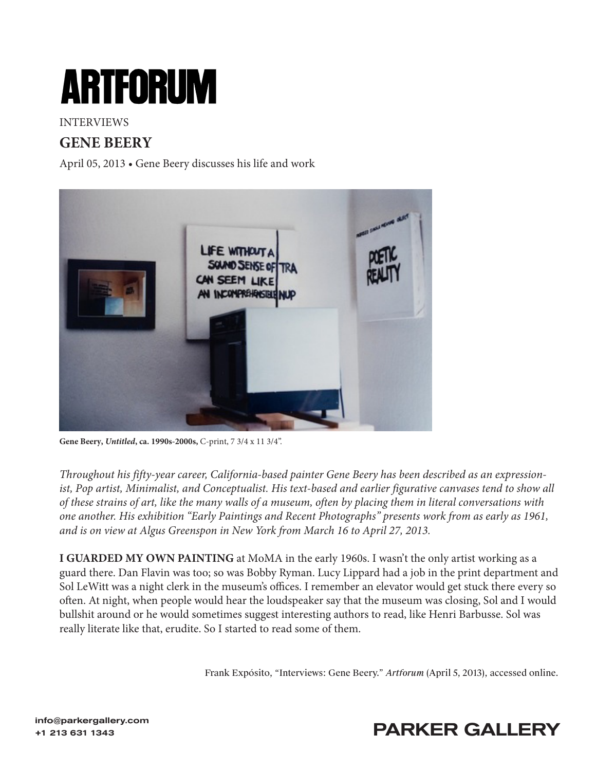# ARTFORUM

INTERVIEWS

## GENE BEERY

April 05, 2013 • Gene Beery discusses his life and work

**Gene Beery, *Untitled*, ca. 1990s-2000s,** C-print, 7 3/4 x 11 3/4".

*Throughout his fifty-year career, California-based painter Gene Beery has been described as an expressionist, Pop artist, Minimalist, and Conceptualist. His text-based and earlier figurative canvases tend to show all of these strains of art, like the many walls of a museum, often by placing them in literal conversations with one another. His exhibition "Early Paintings and Recent Photographs" presents work from as early as 1961, and is on view at Algus Greenspon in New York from March 16 to April 27, 2013.*

**I GUARDED MY OWN PAINTING** at MoMA in the early 1960s. I wasn't the only artist working as a guard there. Dan Flavin was too; so was Bobby Ryman. Lucy Lippard had a job in the print department and Sol LeWitt was a night clerk in the museum's offices. I remember an elevator would get stuck there every so often. At night, when people would hear the loudspeaker say that the museum was closing, Sol and I would bullshit around or he would sometimes suggest interesting authors to read, like Henri Barbusse. Sol was really literate like that, erudite. So I started to read some of them.

Frank Expósito, "Interviews: Gene Beery." *Artforum* (April 5, 2013), accessed online.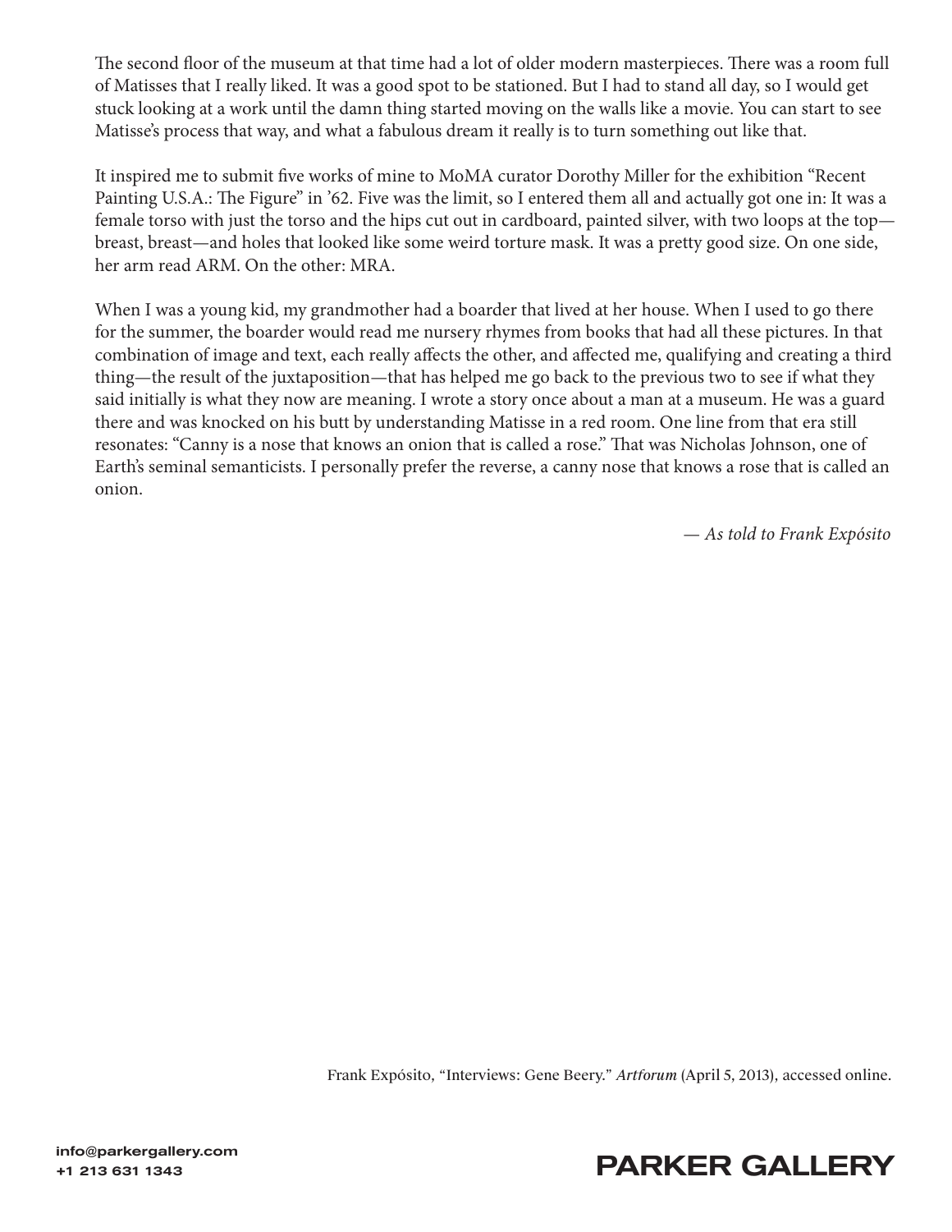The second floor of the museum at that time had a lot of older modern masterpieces. There was a room full of Matisses that I really liked. It was a good spot to be stationed. But I had to stand all day, so I would get stuck looking at a work until the damn thing started moving on the walls like a movie. You can start to see Matisse's process that way, and what a fabulous dream it really is to turn something out like that.

It inspired me to submit five works of mine to MoMA curator Dorothy Miller for the exhibition "Recent Painting U.S.A.: The Figure" in '62. Five was the limit, so I entered them all and actually got one in: It was a female torso with just the torso and the hips cut out in cardboard, painted silver, with two loops at the top—breast, breast—and holes that looked like some weird torture mask. It was a pretty good size. On one side, her arm read ARM. On the other: MRA.

When I was a young kid, my grandmother had a boarder that lived at her house. When I used to go there for the summer, the boarder would read me nursery rhymes from books that had all these pictures. In that combination of image and text, each really affects the other, and affected me, qualifying and creating a third thing—the result of the juxtaposition—that has helped me go back to the previous two to see if what they said initially is what they now are meaning. I wrote a story once about a man at a museum. He was a guard there and was knocked on his butt by understanding Matisse in a red room. One line from that era still resonates: "Canny is a nose that knows an onion that is called a rose." That was Nicholas Johnson, one of Earth's seminal semanticists. I personally prefer the reverse, a canny nose that knows a rose that is called an onion.

*— As told to Frank Expósito*

Frank Expósito, "Interviews: Gene Beery." *Artforum* (April 5, 2013), accessed online.

info@parkergallery.com
+1 213 631 1343

**PARKER GALLERY**